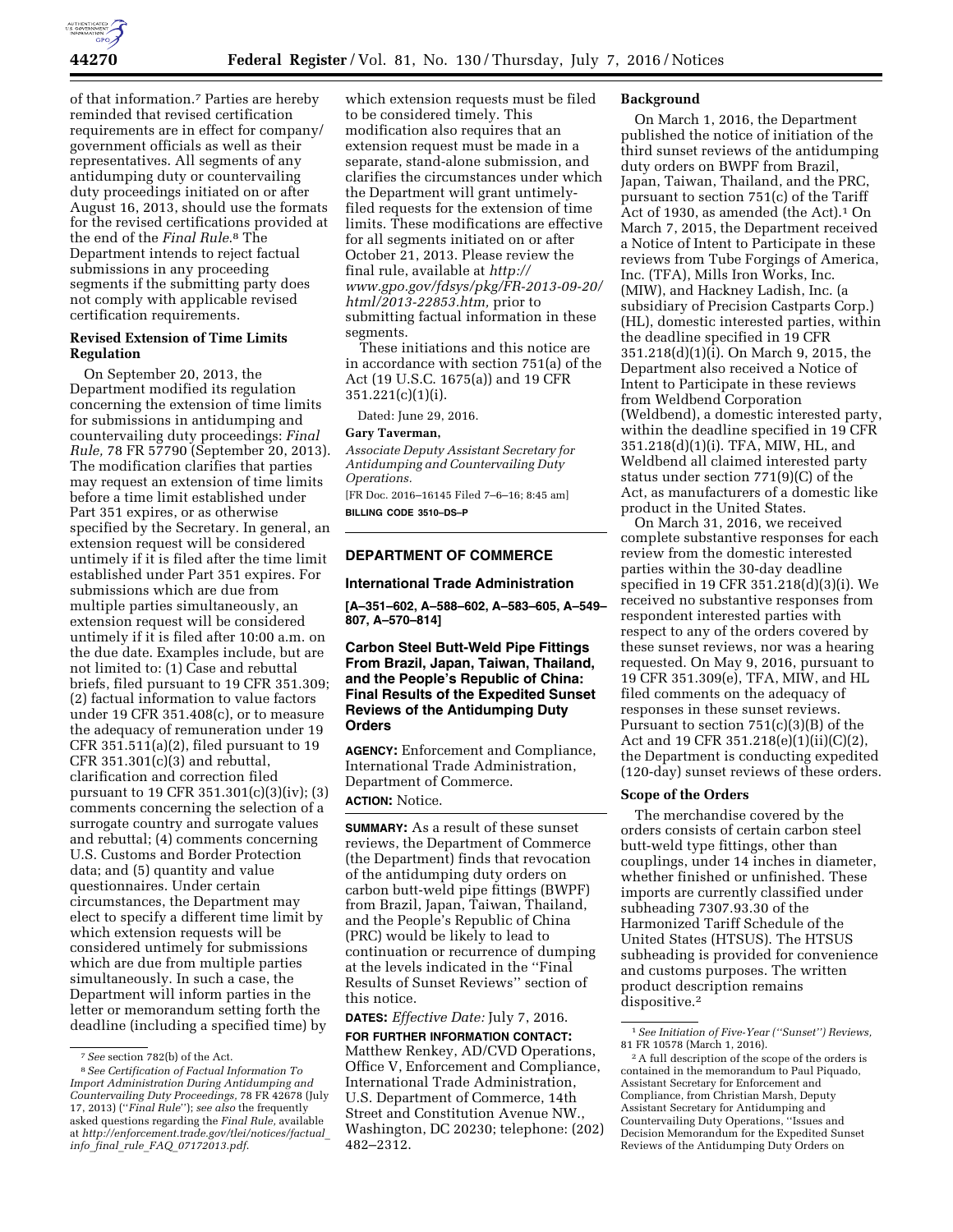of that information.[7] Parties are hereby reminded that revised certification requirements are in effect for company/government officials as well as their representatives. All segments of any antidumping duty or countervailing duty proceedings initiated on or after August 16, 2013, should use the formats for the revised certifications provided at the end of the *Final Rule.*[8] The Department intends to reject factual submissions in any proceeding segments if the submitting party does not comply with applicable revised certification requirements.

### Revised Extension of Time Limits Regulation

On September 20, 2013, the Department modified its regulation concerning the extension of time limits for submissions in antidumping and countervailing duty proceedings: *Final Rule,* 78 FR 57790 (September 20, 2013). The modification clarifies that parties may request an extension of time limits before a time limit established under Part 351 expires, or as otherwise specified by the Secretary. In general, an extension request will be considered untimely if it is filed after the time limit established under Part 351 expires. For submissions which are due from multiple parties simultaneously, an extension request will be considered untimely if it is filed after 10:00 a.m. on the due date. Examples include, but are not limited to: (1) Case and rebuttal briefs, filed pursuant to 19 CFR 351.309; (2) factual information to value factors under 19 CFR 351.408(c), or to measure the adequacy of remuneration under 19 CFR 351.511(a)(2), filed pursuant to 19 CFR 351.301(c)(3) and rebuttal, clarification and correction filed pursuant to 19 CFR 351.301(c)(3)(iv); (3) comments concerning the selection of a surrogate country and surrogate values and rebuttal; (4) comments concerning U.S. Customs and Border Protection data; and (5) quantity and value questionnaires. Under certain circumstances, the Department may elect to specify a different time limit by which extension requests will be considered untimely for submissions which are due from multiple parties simultaneously. In such a case, the Department will inform parties in the letter or memorandum setting forth the deadline (including a specified time) by which extension requests must be filed to be considered timely. This modification also requires that an extension request must be made in a separate, stand-alone submission, and clarifies the circumstances under which the Department will grant untimely-filed requests for the extension of time limits. These modifications are effective for all segments initiated on or after October 21, 2013. Please review the final rule, available at *http://www.gpo.gov/fdsys/pkg/FR-2013-09-20/html/2013-22853.htm,* prior to submitting factual information in these segments.

These initiations and this notice are in accordance with section 751(a) of the Act (19 U.S.C. 1675(a)) and 19 CFR 351.221(c)(1)(i).

Dated: June 29, 2016.

**Gary Taverman,**

*Associate Deputy Assistant Secretary for Antidumping and Countervailing Duty Operations.*

[FR Doc. 2016–16145 Filed 7–6–16; 8:45 am]

**BILLING CODE 3510–DS–P**

---

## DEPARTMENT OF COMMERCE

### International Trade Administration

**[A–351–602, A–588–602, A–583–605, A–549–807, A–570–814]**

### Carbon Steel Butt-Weld Pipe Fittings From Brazil, Japan, Taiwan, Thailand, and the People's Republic of China: Final Results of the Expedited Sunset Reviews of the Antidumping Duty Orders

**AGENCY:** Enforcement and Compliance, International Trade Administration, Department of Commerce.

**ACTION:** Notice.

**SUMMARY:** As a result of these sunset reviews, the Department of Commerce (the Department) finds that revocation of the antidumping duty orders on carbon butt-weld pipe fittings (BWPF) from Brazil, Japan, Taiwan, Thailand, and the People's Republic of China (PRC) would be likely to lead to continuation or recurrence of dumping at the levels indicated in the ''Final Results of Sunset Reviews'' section of this notice.

**DATES:** *Effective Date:* July 7, 2016.

**FOR FURTHER INFORMATION CONTACT:** Matthew Renkey, AD/CVD Operations, Office V, Enforcement and Compliance, International Trade Administration, U.S. Department of Commerce, 14th Street and Constitution Avenue NW., Washington, DC 20230; telephone: (202) 482–2312.

### Background

On March 1, 2016, the Department published the notice of initiation of the third sunset reviews of the antidumping duty orders on BWPF from Brazil, Japan, Taiwan, Thailand, and the PRC, pursuant to section 751(c) of the Tariff Act of 1930, as amended (the Act).[1] On March 7, 2015, the Department received a Notice of Intent to Participate in these reviews from Tube Forgings of America, Inc. (TFA), Mills Iron Works, Inc. (MIW), and Hackney Ladish, Inc. (a subsidiary of Precision Castparts Corp.) (HL), domestic interested parties, within the deadline specified in 19 CFR 351.218(d)(1)(i). On March 9, 2015, the Department also received a Notice of Intent to Participate in these reviews from Weldbend Corporation (Weldbend), a domestic interested party, within the deadline specified in 19 CFR 351.218(d)(1)(i). TFA, MIW, HL, and Weldbend all claimed interested party status under section 771(9)(C) of the Act, as manufacturers of a domestic like product in the United States.

On March 31, 2016, we received complete substantive responses for each review from the domestic interested parties within the 30-day deadline specified in 19 CFR 351.218(d)(3)(i). We received no substantive responses from respondent interested parties with respect to any of the orders covered by these sunset reviews, nor was a hearing requested. On May 9, 2016, pursuant to 19 CFR 351.309(e), TFA, MIW, and HL filed comments on the adequacy of responses in these sunset reviews. Pursuant to section 751(c)(3)(B) of the Act and 19 CFR 351.218(e)(1)(ii)(C)(2), the Department is conducting expedited (120-day) sunset reviews of these orders.

### Scope of the Orders

The merchandise covered by the orders consists of certain carbon steel butt-weld type fittings, other than couplings, under 14 inches in diameter, whether finished or unfinished. These imports are currently classified under subheading 7307.93.30 of the Harmonized Tariff Schedule of the United States (HTSUS). The HTSUS subheading is provided for convenience and customs purposes. The written product description remains dispositive.[2]

---

[7] *See* section 782(b) of the Act.

[8] *See Certification of Factual Information To Import Administration During Antidumping and Countervailing Duty Proceedings,* 78 FR 42678 (July 17, 2013) (''*Final Rule*''); *see also* the frequently asked questions regarding the *Final Rule,* available at *http://enforcement.trade.gov/tlei/notices/factual_info_final_rule_FAQ_07172013.pdf.*

[1] *See Initiation of Five-Year (''Sunset'') Reviews,* 81 FR 10578 (March 1, 2016).

[2] A full description of the scope of the orders is contained in the memorandum to Paul Piquado, Assistant Secretary for Enforcement and Compliance, from Christian Marsh, Deputy Assistant Secretary for Antidumping and Countervailing Duty Operations, ''Issues and Decision Memorandum for the Expedited Sunset Reviews of the Antidumping Duty Orders on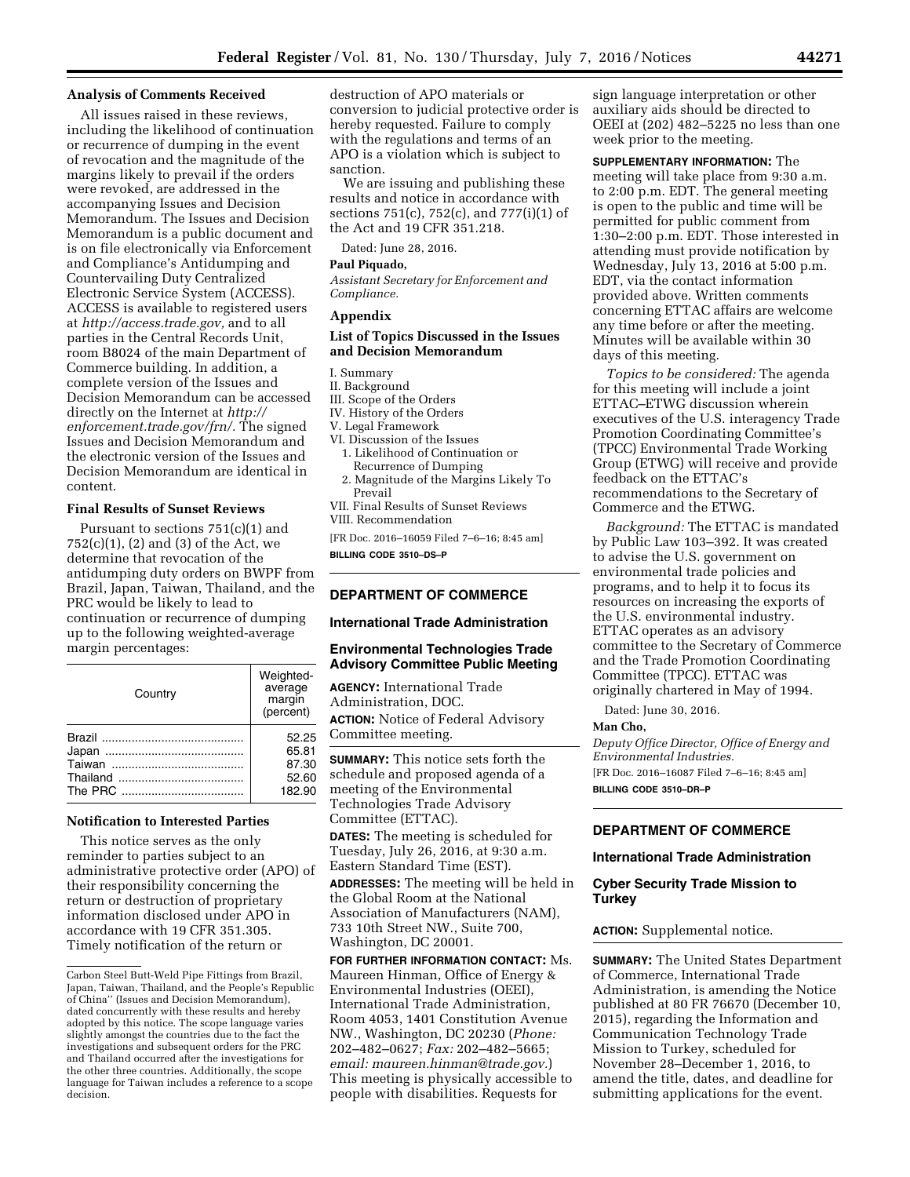### Analysis of Comments Received

All issues raised in these reviews, including the likelihood of continuation or recurrence of dumping in the event of revocation and the magnitude of the margins likely to prevail if the orders were revoked, are addressed in the accompanying Issues and Decision Memorandum. The Issues and Decision Memorandum is a public document and is on file electronically via Enforcement and Compliance's Antidumping and Countervailing Duty Centralized Electronic Service System (ACCESS). ACCESS is available to registered users at *http://access.trade.gov,* and to all parties in the Central Records Unit, room B8024 of the main Department of Commerce building. In addition, a complete version of the Issues and Decision Memorandum can be accessed directly on the Internet at *http://enforcement.trade.gov/frn/.* The signed Issues and Decision Memorandum and the electronic version of the Issues and Decision Memorandum are identical in content.

### Final Results of Sunset Reviews

Pursuant to sections 751(c)(1) and 752(c)(1), (2) and (3) of the Act, we determine that revocation of the antidumping duty orders on BWPF from Brazil, Japan, Taiwan, Thailand, and the PRC would be likely to lead to continuation or recurrence of dumping up to the following weighted-average margin percentages:

| Country | Weighted-average margin (percent) |
|---|---|
| Brazil | 52.25 |
| Japan | 65.81 |
| Taiwan | 87.30 |
| Thailand | 52.60 |
| The PRC | 182.90 |

### Notification to Interested Parties

This notice serves as the only reminder to parties subject to an administrative protective order (APO) of their responsibility concerning the return or destruction of proprietary information disclosed under APO in accordance with 19 CFR 351.305. Timely notification of the return or destruction of APO materials or conversion to judicial protective order is hereby requested. Failure to comply with the regulations and terms of an APO is a violation which is subject to sanction.

We are issuing and publishing these results and notice in accordance with sections 751(c), 752(c), and 777(i)(1) of the Act and 19 CFR 351.218.

Dated: June 28, 2016.

**Paul Piquado,**

*Assistant Secretary for Enforcement and Compliance.*

### Appendix

### List of Topics Discussed in the Issues and Decision Memorandum

I. Summary
II. Background
III. Scope of the Orders
IV. History of the Orders
V. Legal Framework
VI. Discussion of the Issues
  1. Likelihood of Continuation or Recurrence of Dumping
  2. Magnitude of the Margins Likely To Prevail
VII. Final Results of Sunset Reviews
VIII. Recommendation

[FR Doc. 2016–16059 Filed 7–6–16; 8:45 am]

**BILLING CODE 3510–DS–P**

Carbon Steel Butt-Weld Pipe Fittings from Brazil, Japan, Taiwan, Thailand, and the People's Republic of China'' (Issues and Decision Memorandum), dated concurrently with these results and hereby adopted by this notice. The scope language varies slightly amongst the countries due to the fact the investigations and subsequent orders for the PRC and Thailand occurred after the investigations for the other three countries. Additionally, the scope language for Taiwan includes a reference to a scope decision.

---

## DEPARTMENT OF COMMERCE

### International Trade Administration

### Environmental Technologies Trade Advisory Committee Public Meeting

**AGENCY:** International Trade Administration, DOC.

**ACTION:** Notice of Federal Advisory Committee meeting.

**SUMMARY:** This notice sets forth the schedule and proposed agenda of a meeting of the Environmental Technologies Trade Advisory Committee (ETTAC).

**DATES:** The meeting is scheduled for Tuesday, July 26, 2016, at 9:30 a.m. Eastern Standard Time (EST).

**ADDRESSES:** The meeting will be held in the Global Room at the National Association of Manufacturers (NAM), 733 10th Street NW., Suite 700, Washington, DC 20001.

**FOR FURTHER INFORMATION CONTACT:** Ms. Maureen Hinman, Office of Energy & Environmental Industries (OEEI), International Trade Administration, Room 4053, 1401 Constitution Avenue NW., Washington, DC 20230 (*Phone:* 202–482–0627; *Fax:* 202–482–5665; *email: maureen.hinman@trade.gov.*) This meeting is physically accessible to people with disabilities. Requests for sign language interpretation or other auxiliary aids should be directed to OEEI at (202) 482–5225 no less than one week prior to the meeting.

**SUPPLEMENTARY INFORMATION:** The meeting will take place from 9:30 a.m. to 2:00 p.m. EDT. The general meeting is open to the public and time will be permitted for public comment from 1:30–2:00 p.m. EDT. Those interested in attending must provide notification by Wednesday, July 13, 2016 at 5:00 p.m. EDT, via the contact information provided above. Written comments concerning ETTAC affairs are welcome any time before or after the meeting. Minutes will be available within 30 days of this meeting.

*Topics to be considered:* The agenda for this meeting will include a joint ETTAC–ETWG discussion wherein executives of the U.S. interagency Trade Promotion Coordinating Committee's (TPCC) Environmental Trade Working Group (ETWG) will receive and provide feedback on the ETTAC's recommendations to the Secretary of Commerce and the ETWG.

*Background:* The ETTAC is mandated by Public Law 103–392. It was created to advise the U.S. government on environmental trade policies and programs, and to help it to focus its resources on increasing the exports of the U.S. environmental industry. ETTAC operates as an advisory committee to the Secretary of Commerce and the Trade Promotion Coordinating Committee (TPCC). ETTAC was originally chartered in May of 1994.

Dated: June 30, 2016.

**Man Cho,**

*Deputy Office Director, Office of Energy and Environmental Industries.*

[FR Doc. 2016–16087 Filed 7–6–16; 8:45 am]

**BILLING CODE 3510–DR–P**

---

## DEPARTMENT OF COMMERCE

### International Trade Administration

### Cyber Security Trade Mission to Turkey

**ACTION:** Supplemental notice.

**SUMMARY:** The United States Department of Commerce, International Trade Administration, is amending the Notice published at 80 FR 76670 (December 10, 2015), regarding the Information and Communication Technology Trade Mission to Turkey, scheduled for November 28–December 1, 2016, to amend the title, dates, and deadline for submitting applications for the event.